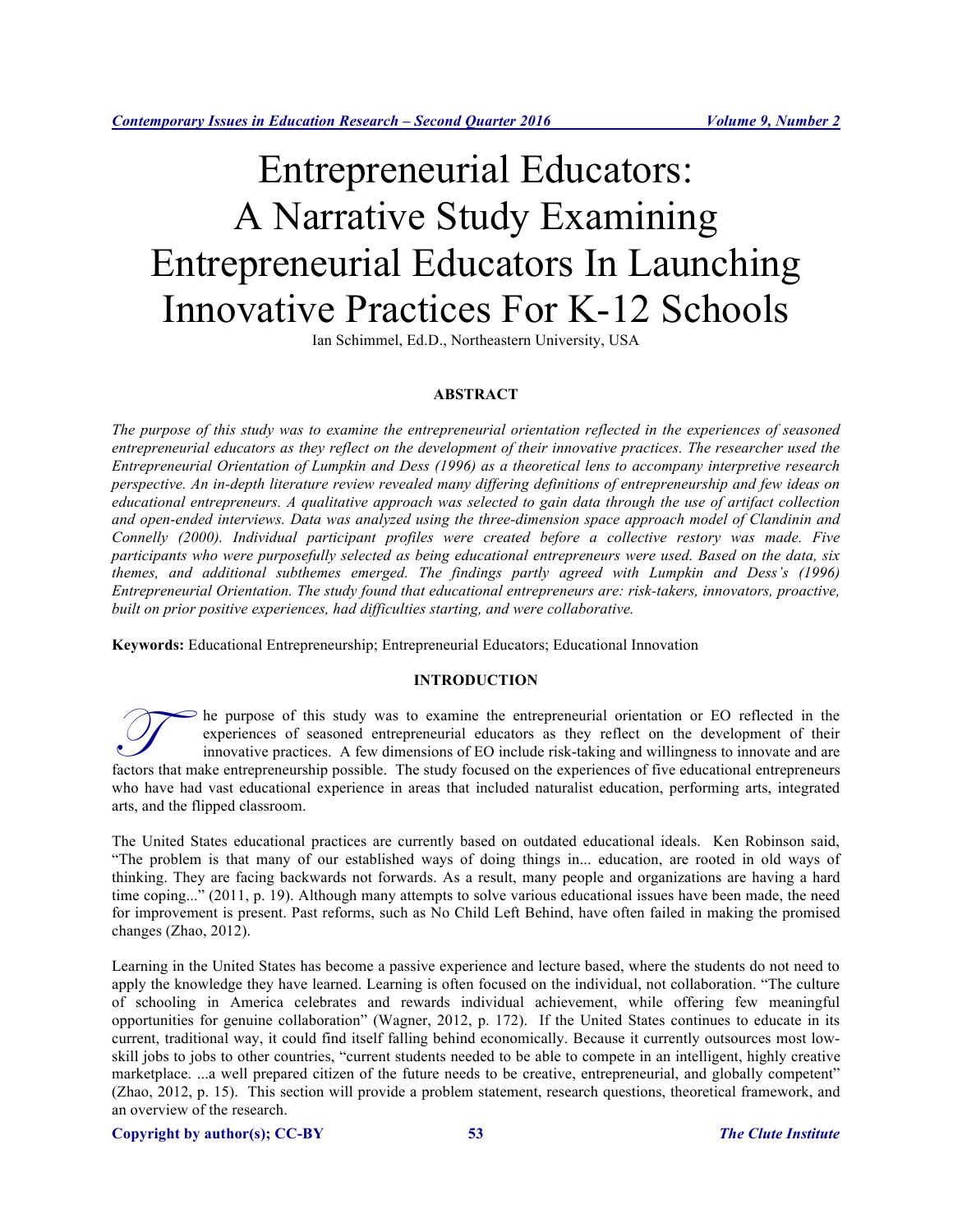# Entrepreneurial Educators: A Narrative Study Examining Entrepreneurial Educators In Launching Innovative Practices For K-12 Schools

Ian Schimmel, Ed.D., Northeastern University, USA

## ABSTRACT

*The purpose of this study was to examine the entrepreneurial orientation reflected in the experiences of seasoned entrepreneurial educators as they reflect on the development of their innovative practices. The researcher used the Entrepreneurial Orientation of Lumpkin and Dess (1996) as a theoretical lens to accompany interpretive research perspective. An in-depth literature review revealed many differing definitions of entrepreneurship and few ideas on educational entrepreneurs. A qualitative approach was selected to gain data through the use of artifact collection and open-ended interviews. Data was analyzed using the three-dimension space approach model of Clandinin and Connelly (2000). Individual participant profiles were created before a collective restory was made. Five participants who were purposefully selected as being educational entrepreneurs were used. Based on the data, six themes, and additional subthemes emerged. The findings partly agreed with Lumpkin and Dess's (1996) Entrepreneurial Orientation. The study found that educational entrepreneurs are: risk-takers, innovators, proactive, built on prior positive experiences, had difficulties starting, and were collaborative.*

**Keywords:** Educational Entrepreneurship; Entrepreneurial Educators; Educational Innovation

## INTRODUCTION

The purpose of this study was to examine the entrepreneurial orientation or EO reflected in the experiences of seasoned entrepreneurial educators as they reflect on the development of their innovative practices. A few dimensions of EO include risk-taking and willingness to innovate and are factors that make entrepreneurship possible. The study focused on the experiences of five educational entrepreneurs who have had vast educational experience in areas that included naturalist education, performing arts, integrated arts, and the flipped classroom.

The United States educational practices are currently based on outdated educational ideals. Ken Robinson said, "The problem is that many of our established ways of doing things in... education, are rooted in old ways of thinking. They are facing backwards not forwards. As a result, many people and organizations are having a hard time coping..." (2011, p. 19). Although many attempts to solve various educational issues have been made, the need for improvement is present. Past reforms, such as No Child Left Behind, have often failed in making the promised changes (Zhao, 2012).

Learning in the United States has become a passive experience and lecture based, where the students do not need to apply the knowledge they have learned. Learning is often focused on the individual, not collaboration. "The culture of schooling in America celebrates and rewards individual achievement, while offering few meaningful opportunities for genuine collaboration" (Wagner, 2012, p. 172). If the United States continues to educate in its current, traditional way, it could find itself falling behind economically. Because it currently outsources most low-skill jobs to jobs to other countries, "current students needed to be able to compete in an intelligent, highly creative marketplace. ...a well prepared citizen of the future needs to be creative, entrepreneurial, and globally competent" (Zhao, 2012, p. 15). This section will provide a problem statement, research questions, theoretical framework, and an overview of the research.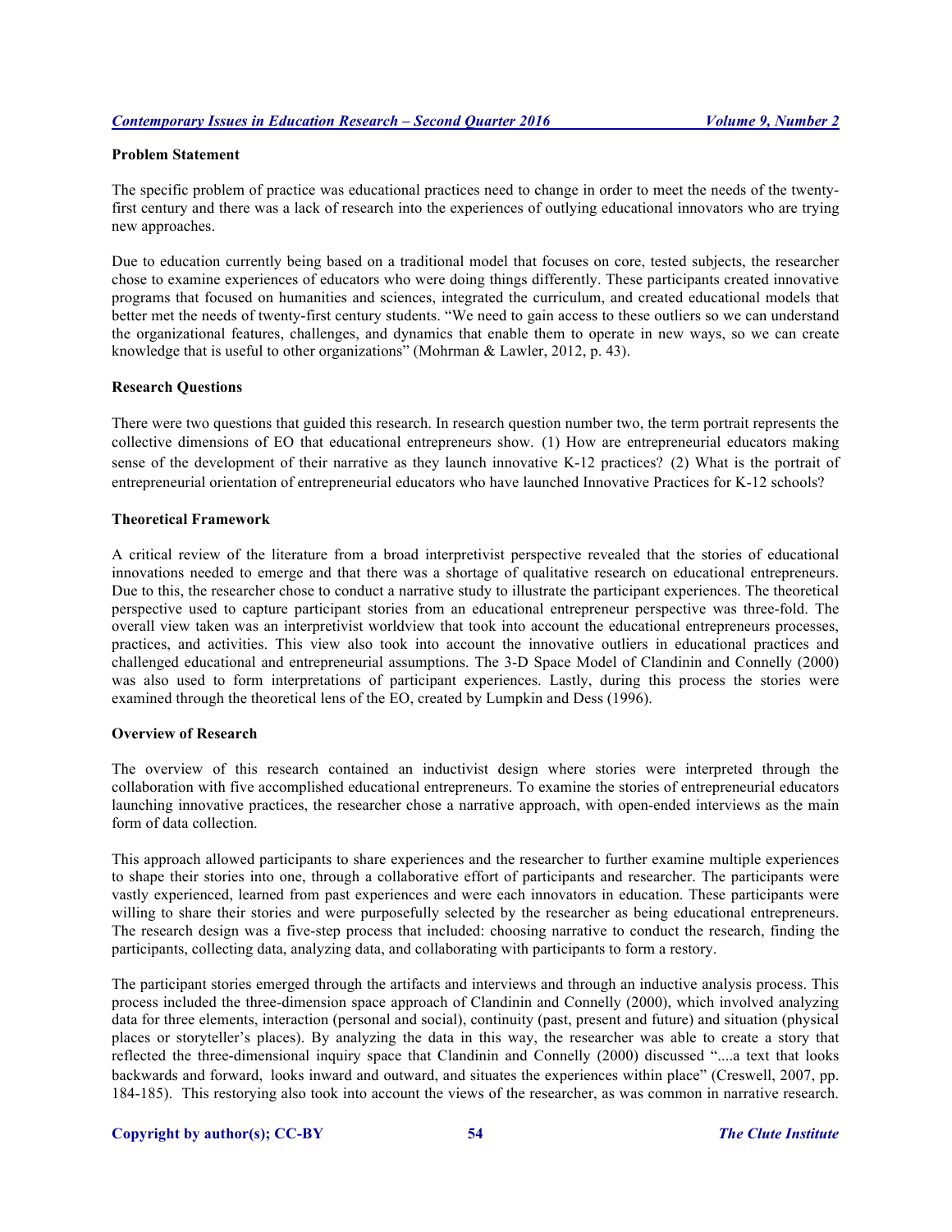**Problem Statement**

The specific problem of practice was educational practices need to change in order to meet the needs of the twenty-first century and there was a lack of research into the experiences of outlying educational innovators who are trying new approaches.

Due to education currently being based on a traditional model that focuses on core, tested subjects, the researcher chose to examine experiences of educators who were doing things differently. These participants created innovative programs that focused on humanities and sciences, integrated the curriculum, and created educational models that better met the needs of twenty-first century students. "We need to gain access to these outliers so we can understand the organizational features, challenges, and dynamics that enable them to operate in new ways, so we can create knowledge that is useful to other organizations" (Mohrman & Lawler, 2012, p. 43).

**Research Questions**

There were two questions that guided this research. In research question number two, the term portrait represents the collective dimensions of EO that educational entrepreneurs show. (1) How are entrepreneurial educators making sense of the development of their narrative as they launch innovative K-12 practices? (2) What is the portrait of entrepreneurial orientation of entrepreneurial educators who have launched Innovative Practices for K-12 schools?

**Theoretical Framework**

A critical review of the literature from a broad interpretivist perspective revealed that the stories of educational innovations needed to emerge and that there was a shortage of qualitative research on educational entrepreneurs. Due to this, the researcher chose to conduct a narrative study to illustrate the participant experiences. The theoretical perspective used to capture participant stories from an educational entrepreneur perspective was three-fold. The overall view taken was an interpretivist worldview that took into account the educational entrepreneurs processes, practices, and activities. This view also took into account the innovative outliers in educational practices and challenged educational and entrepreneurial assumptions. The 3-D Space Model of Clandinin and Connelly (2000) was also used to form interpretations of participant experiences. Lastly, during this process the stories were examined through the theoretical lens of the EO, created by Lumpkin and Dess (1996).

**Overview of Research**

The overview of this research contained an inductivist design where stories were interpreted through the collaboration with five accomplished educational entrepreneurs. To examine the stories of entrepreneurial educators launching innovative practices, the researcher chose a narrative approach, with open-ended interviews as the main form of data collection.

This approach allowed participants to share experiences and the researcher to further examine multiple experiences to shape their stories into one, through a collaborative effort of participants and researcher. The participants were vastly experienced, learned from past experiences and were each innovators in education. These participants were willing to share their stories and were purposefully selected by the researcher as being educational entrepreneurs. The research design was a five-step process that included: choosing narrative to conduct the research, finding the participants, collecting data, analyzing data, and collaborating with participants to form a restory.

The participant stories emerged through the artifacts and interviews and through an inductive analysis process. This process included the three-dimension space approach of Clandinin and Connelly (2000), which involved analyzing data for three elements, interaction (personal and social), continuity (past, present and future) and situation (physical places or storyteller's places). By analyzing the data in this way, the researcher was able to create a story that reflected the three-dimensional inquiry space that Clandinin and Connelly (2000) discussed "....a text that looks backwards and forward, looks inward and outward, and situates the experiences within place" (Creswell, 2007, pp. 184-185). This restorying also took into account the views of the researcher, as was common in narrative research.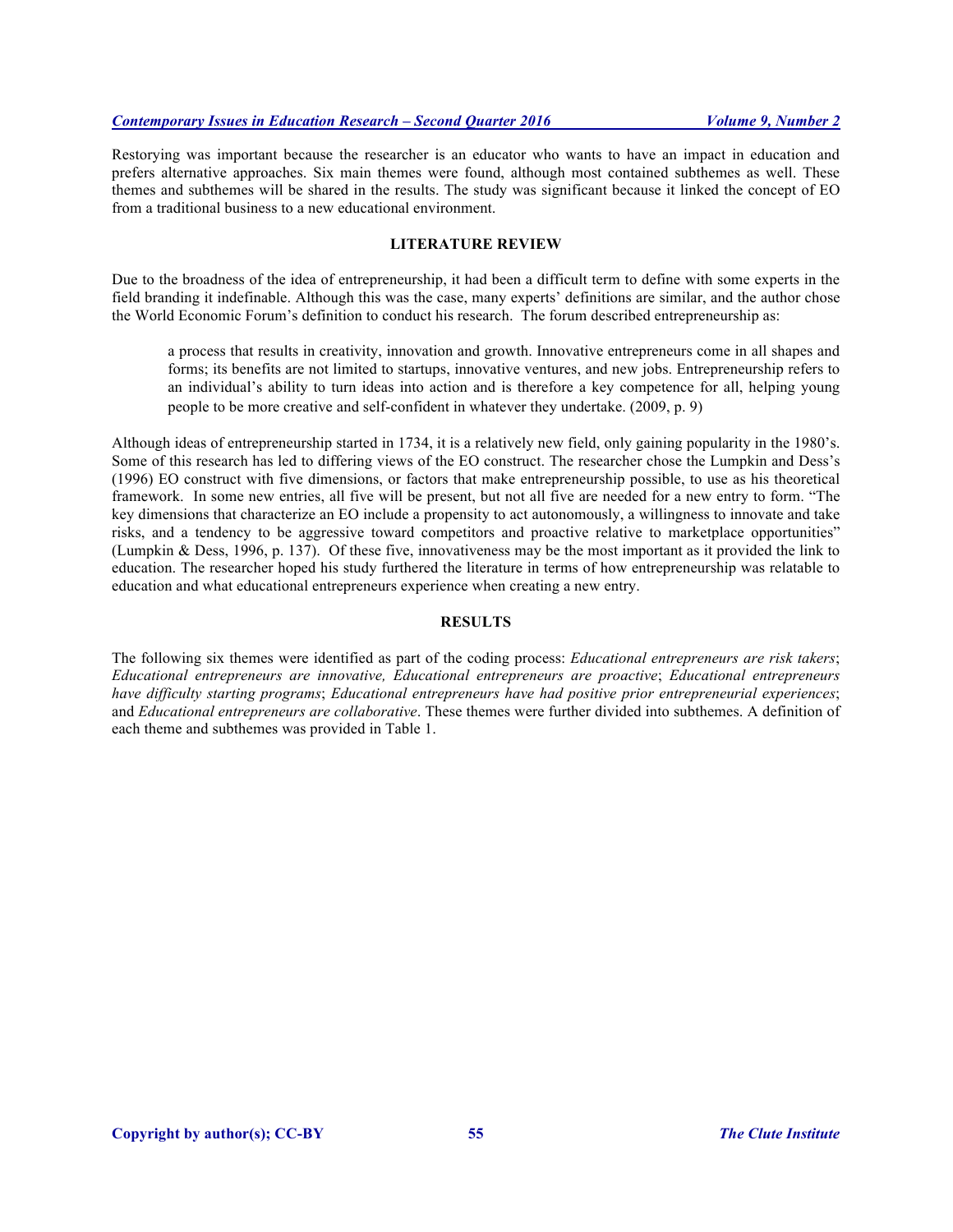Restorying was important because the researcher is an educator who wants to have an impact in education and prefers alternative approaches. Six main themes were found, although most contained subthemes as well. These themes and subthemes will be shared in the results. The study was significant because it linked the concept of EO from a traditional business to a new educational environment.

## LITERATURE REVIEW

Due to the broadness of the idea of entrepreneurship, it had been a difficult term to define with some experts in the field branding it indefinable. Although this was the case, many experts' definitions are similar, and the author chose the World Economic Forum's definition to conduct his research. The forum described entrepreneurship as:

> a process that results in creativity, innovation and growth. Innovative entrepreneurs come in all shapes and forms; its benefits are not limited to startups, innovative ventures, and new jobs. Entrepreneurship refers to an individual's ability to turn ideas into action and is therefore a key competence for all, helping young people to be more creative and self-confident in whatever they undertake. (2009, p. 9)

Although ideas of entrepreneurship started in 1734, it is a relatively new field, only gaining popularity in the 1980's. Some of this research has led to differing views of the EO construct. The researcher chose the Lumpkin and Dess's (1996) EO construct with five dimensions, or factors that make entrepreneurship possible, to use as his theoretical framework. In some new entries, all five will be present, but not all five are needed for a new entry to form. "The key dimensions that characterize an EO include a propensity to act autonomously, a willingness to innovate and take risks, and a tendency to be aggressive toward competitors and proactive relative to marketplace opportunities" (Lumpkin & Dess, 1996, p. 137). Of these five, innovativeness may be the most important as it provided the link to education. The researcher hoped his study furthered the literature in terms of how entrepreneurship was relatable to education and what educational entrepreneurs experience when creating a new entry.

## RESULTS

The following six themes were identified as part of the coding process: *Educational entrepreneurs are risk takers*; *Educational entrepreneurs are innovative, Educational entrepreneurs are proactive*; *Educational entrepreneurs have difficulty starting programs*; *Educational entrepreneurs have had positive prior entrepreneurial experiences*; and *Educational entrepreneurs are collaborative*. These themes were further divided into subthemes. A definition of each theme and subthemes was provided in Table 1.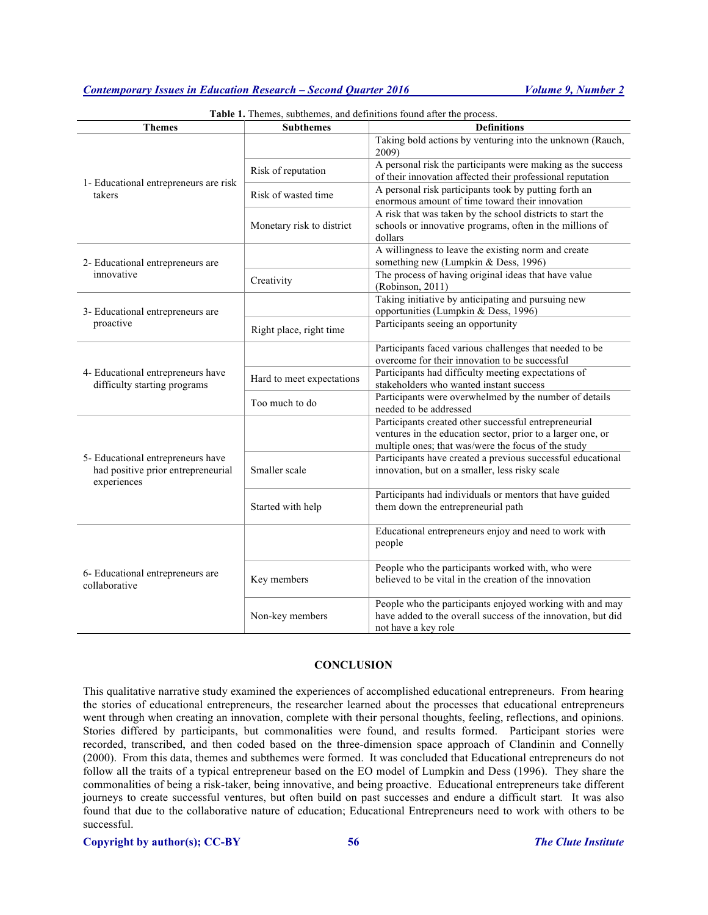**Table 1.** Themes, subthemes, and definitions found after the process.

| Themes | Subthemes | Definitions |
|---|---|---|
| 1- Educational entrepreneurs are risk takers | | Taking bold actions by venturing into the unknown (Rauch, 2009) |
| | Risk of reputation | A personal risk the participants were making as the success of their innovation affected their professional reputation |
| | Risk of wasted time | A personal risk participants took by putting forth an enormous amount of time toward their innovation |
| | Monetary risk to district | A risk that was taken by the school districts to start the schools or innovative programs, often in the millions of dollars |
| 2- Educational entrepreneurs are innovative | | A willingness to leave the existing norm and create something new (Lumpkin & Dess, 1996) |
| | Creativity | The process of having original ideas that have value (Robinson, 2011) |
| 3- Educational entrepreneurs are proactive | | Taking initiative by anticipating and pursuing new opportunities (Lumpkin & Dess, 1996) |
| | Right place, right time | Participants seeing an opportunity |
| 4- Educational entrepreneurs have difficulty starting programs | | Participants faced various challenges that needed to be overcome for their innovation to be successful |
| | Hard to meet expectations | Participants had difficulty meeting expectations of stakeholders who wanted instant success |
| | Too much to do | Participants were overwhelmed by the number of details needed to be addressed |
| 5- Educational entrepreneurs have had positive prior entrepreneurial experiences | | Participants created other successful entrepreneurial ventures in the education sector, prior to a larger one, or multiple ones; that was/were the focus of the study |
| | Smaller scale | Participants have created a previous successful educational innovation, but on a smaller, less risky scale |
| | Started with help | Participants had individuals or mentors that have guided them down the entrepreneurial path |
| 6- Educational entrepreneurs are collaborative | | Educational entrepreneurs enjoy and need to work with people |
| | Key members | People who the participants worked with, who were believed to be vital in the creation of the innovation |
| | Non-key members | People who the participants enjoyed working with and may have added to the overall success of the innovation, but did not have a key role |

## CONCLUSION

This qualitative narrative study examined the experiences of accomplished educational entrepreneurs. From hearing the stories of educational entrepreneurs, the researcher learned about the processes that educational entrepreneurs went through when creating an innovation, complete with their personal thoughts, feeling, reflections, and opinions. Stories differed by participants, but commonalities were found, and results formed. Participant stories were recorded, transcribed, and then coded based on the three-dimension space approach of Clandinin and Connelly (2000). From this data, themes and subthemes were formed. It was concluded that Educational entrepreneurs do not follow all the traits of a typical entrepreneur based on the EO model of Lumpkin and Dess (1996). They share the commonalities of being a risk-taker, being innovative, and being proactive. Educational entrepreneurs take different journeys to create successful ventures, but often build on past successes and endure a difficult start. It was also found that due to the collaborative nature of education; Educational Entrepreneurs need to work with others to be successful.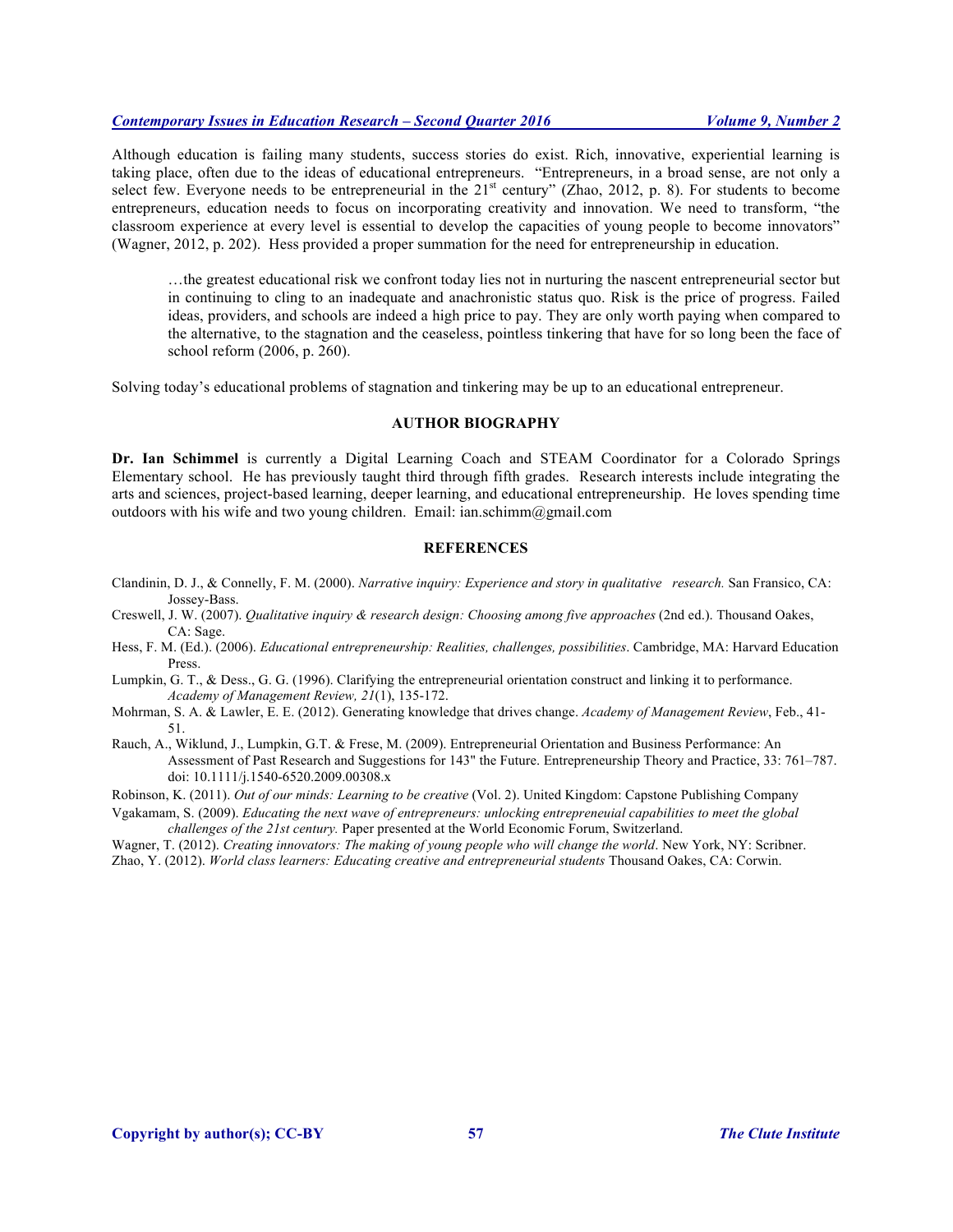Although education is failing many students, success stories do exist. Rich, innovative, experiential learning is taking place, often due to the ideas of educational entrepreneurs. "Entrepreneurs, in a broad sense, are not only a select few. Everyone needs to be entrepreneurial in the 21st century" (Zhao, 2012, p. 8). For students to become entrepreneurs, education needs to focus on incorporating creativity and innovation. We need to transform, "the classroom experience at every level is essential to develop the capacities of young people to become innovators" (Wagner, 2012, p. 202). Hess provided a proper summation for the need for entrepreneurship in education.

> …the greatest educational risk we confront today lies not in nurturing the nascent entrepreneurial sector but in continuing to cling to an inadequate and anachronistic status quo. Risk is the price of progress. Failed ideas, providers, and schools are indeed a high price to pay. They are only worth paying when compared to the alternative, to the stagnation and the ceaseless, pointless tinkering that have for so long been the face of school reform (2006, p. 260).

Solving today's educational problems of stagnation and tinkering may be up to an educational entrepreneur.

## AUTHOR BIOGRAPHY

**Dr. Ian Schimmel** is currently a Digital Learning Coach and STEAM Coordinator for a Colorado Springs Elementary school. He has previously taught third through fifth grades. Research interests include integrating the arts and sciences, project-based learning, deeper learning, and educational entrepreneurship. He loves spending time outdoors with his wife and two young children. Email: ian.schimm@gmail.com

## REFERENCES

Clandinin, D. J., & Connelly, F. M. (2000). *Narrative inquiry: Experience and story in qualitative research.* San Fransico, CA: Jossey-Bass.

Creswell, J. W. (2007). *Qualitative inquiry & research design: Choosing among five approaches* (2nd ed.). Thousand Oakes, CA: Sage.

Hess, F. M. (Ed.). (2006). *Educational entrepreneurship: Realities, challenges, possibilities*. Cambridge, MA: Harvard Education Press.

Lumpkin, G. T., & Dess., G. G. (1996). Clarifying the entrepreneurial orientation construct and linking it to performance. *Academy of Management Review, 21*(1), 135-172.

Mohrman, S. A. & Lawler, E. E. (2012). Generating knowledge that drives change. *Academy of Management Review*, Feb., 41-51.

Rauch, A., Wiklund, J., Lumpkin, G.T. & Frese, M. (2009). Entrepreneurial Orientation and Business Performance: An Assessment of Past Research and Suggestions for 143" the Future. Entrepreneurship Theory and Practice, 33: 761–787. doi: 10.1111/j.1540-6520.2009.00308.x

Robinson, K. (2011). *Out of our minds: Learning to be creative* (Vol. 2). United Kingdom: Capstone Publishing Company

Vgakamam, S. (2009). *Educating the next wave of entrepreneurs: unlocking entrepreneuial capabilities to meet the global challenges of the 21st century.* Paper presented at the World Economic Forum, Switzerland.

Wagner, T. (2012). *Creating innovators: The making of young people who will change the world*. New York, NY: Scribner.

Zhao, Y. (2012). *World class learners: Educating creative and entrepreneurial students* Thousand Oakes, CA: Corwin.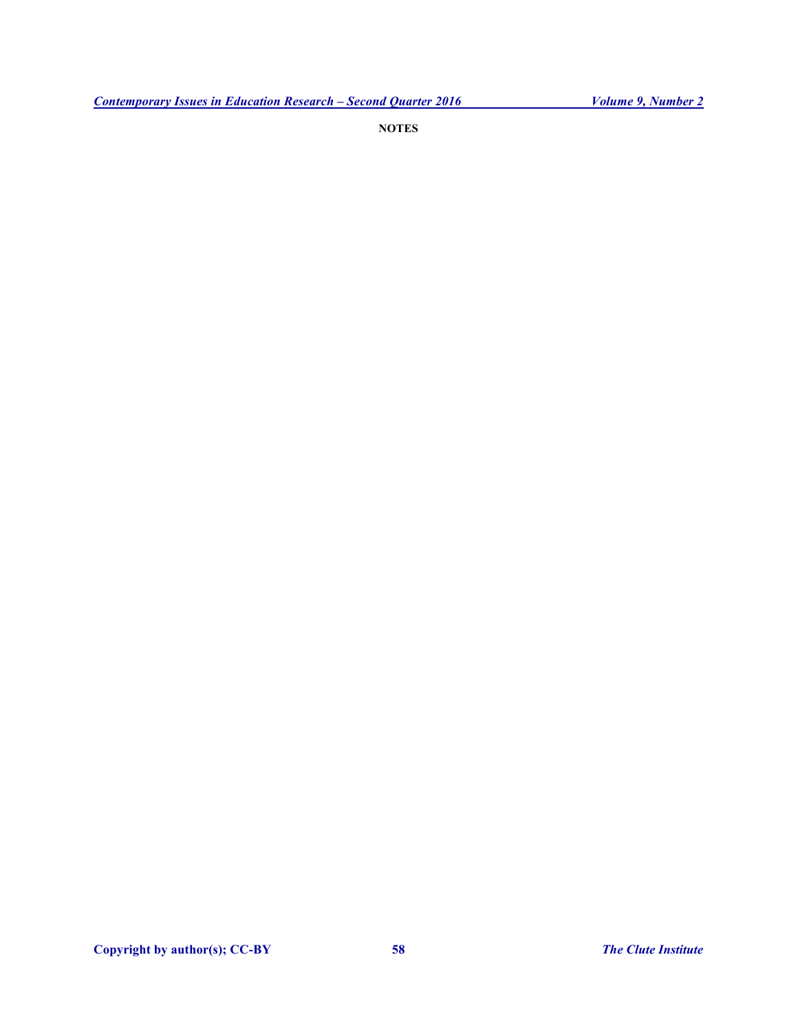**NOTES**